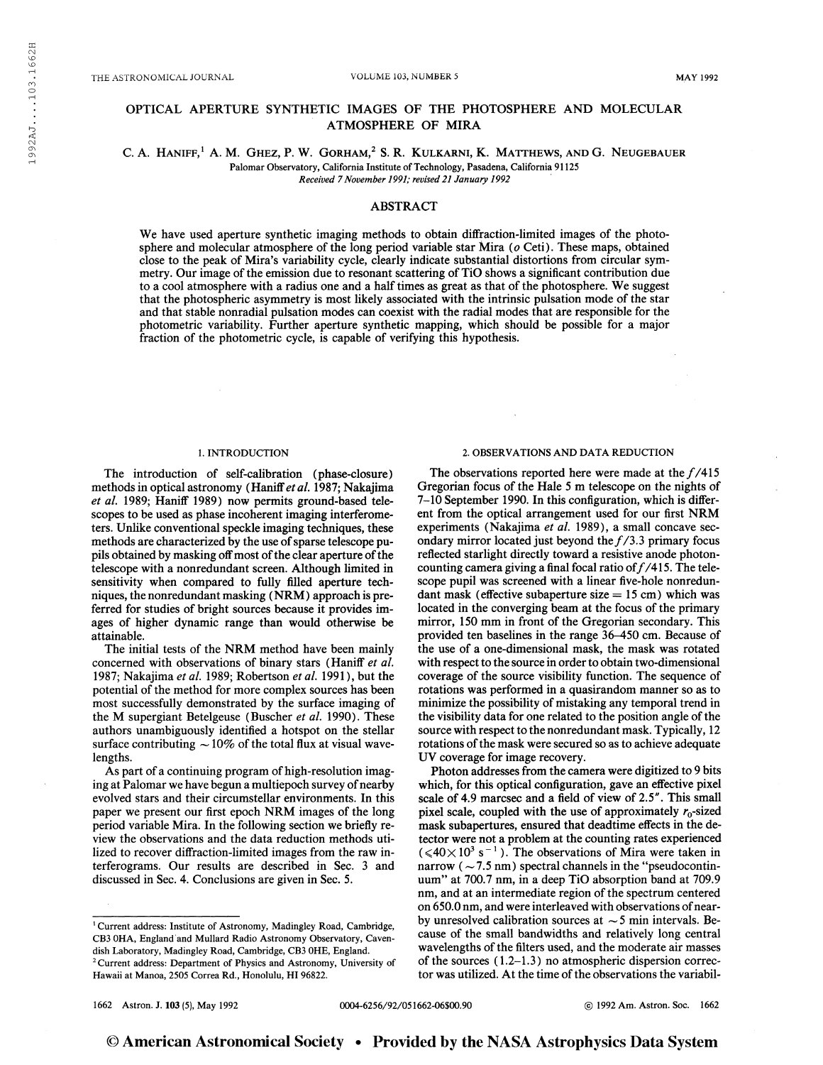# OPTICAL APERTURE SYNTHETIC IMAGES OF THE PHOTOSPHERE AND MOLECULAR ATMOSPHERE OF MIRA

C. A. HANIFF,[1] A. M. GHEZ, P. W. GORHAM,[2] S. R. KULKARNI, K. MATTHEWS, AND G. NEUGEBAUER

Palomar Observatory, California Institute of Technology, Pasadena, California 91125

*Received 7 November 1991; revised 21 January 1992*

## ABSTRACT

We have used aperture synthetic imaging methods to obtain diffraction-limited images of the photosphere and molecular atmosphere of the long period variable star Mira (*o* Ceti). These maps, obtained close to the peak of Mira's variability cycle, clearly indicate substantial distortions from circular symmetry. Our image of the emission due to resonant scattering of TiO shows a significant contribution due to a cool atmosphere with a radius one and a half times as great as that of the photosphere. We suggest that the photospheric asymmetry is most likely associated with the intrinsic pulsation mode of the star and that stable nonradial pulsation modes can coexist with the radial modes that are responsible for the photometric variability. Further aperture synthetic mapping, which should be possible for a major fraction of the photometric cycle, is capable of verifying this hypothesis.

## 1. INTRODUCTION

The introduction of self-calibration (phase-closure) methods in optical astronomy (Haniff *et al.* 1987; Nakajima *et al.* 1989; Haniff 1989) now permits ground-based telescopes to be used as phase incoherent imaging interferometers. Unlike conventional speckle imaging techniques, these methods are characterized by the use of sparse telescope pupils obtained by masking off most of the clear aperture of the telescope with a nonredundant screen. Although limited in sensitivity when compared to fully filled aperture techniques, the nonredundant masking (NRM) approach is preferred for studies of bright sources because it provides images of higher dynamic range than would otherwise be attainable.

The initial tests of the NRM method have been mainly concerned with observations of binary stars (Haniff *et al.* 1987; Nakajima *et al.* 1989; Robertson *et al.* 1991), but the potential of the method for more complex sources has been most successfully demonstrated by the surface imaging of the M supergiant Betelgeuse (Buscher *et al.* 1990). These authors unambiguously identified a hotspot on the stellar surface contributing $\sim 10\%$ of the total flux at visual wavelengths.

As part of a continuing program of high-resolution imaging at Palomar we have begun a multiepoch survey of nearby evolved stars and their circumstellar environments. In this paper we present our first epoch NRM images of the long period variable Mira. In the following section we briefly review the observations and the data reduction methods utilized to recover diffraction-limited images from the raw interferograms. Our results are described in Sec. 3 and discussed in Sec. 4. Conclusions are given in Sec. 5.

[1] Current address: Institute of Astronomy, Madingley Road, Cambridge, CB3 0HA, England and Mullard Radio Astronomy Observatory, Cavendish Laboratory, Madingley Road, Cambridge, CB3 0HE, England.

[2] Current address: Department of Physics and Astronomy, University of Hawaii at Manoa, 2505 Correa Rd., Honolulu, HI 96822.

## 2. OBSERVATIONS AND DATA REDUCTION

The observations reported here were made at the $f/415$ Gregorian focus of the Hale 5 m telescope on the nights of 7–10 September 1990. In this configuration, which is different from the optical arrangement used for our first NRM experiments (Nakajima *et al.* 1989), a small concave secondary mirror located just beyond the $f/3.3$ primary focus reflected starlight directly toward a resistive anode photon-counting camera giving a final focal ratio of $f/415$. The telescope pupil was screened with a linear five-hole nonredundant mask (effective subaperture size = 15 cm) which was located in the converging beam at the focus of the primary mirror, 150 mm in front of the Gregorian secondary. This provided ten baselines in the range 36–450 cm. Because of the use of a one-dimensional mask, the mask was rotated with respect to the source in order to obtain two-dimensional coverage of the source visibility function. The sequence of rotations was performed in a quasirandom manner so as to minimize the possibility of mistaking any temporal trend in the visibility data for one related to the position angle of the source with respect to the nonredundant mask. Typically, 12 rotations of the mask were secured so as to achieve adequate UV coverage for image recovery.

Photon addresses from the camera were digitized to 9 bits which, for this optical configuration, gave an effective pixel scale of 4.9 marcsec and a field of view of 2.5″. This small pixel scale, coupled with the use of approximately $r_0$-sized mask subapertures, ensured that deadtime effects in the detector were not a problem at the counting rates experienced ($\leqslant 40 \times 10^3\ \mathrm{s}^{-1}$). The observations of Mira were taken in narrow ($\sim 7.5$ nm) spectral channels in the "pseudocontinuum" at 700.7 nm, in a deep TiO absorption band at 709.9 nm, and at an intermediate region of the spectrum centered on 650.0 nm, and were interleaved with observations of nearby unresolved calibration sources at $\sim 5$ min intervals. Because of the small bandwidths and relatively long central wavelengths of the filters used, and the moderate air masses of the sources (1.2–1.3) no atmospheric dispersion corrector was utilized. At the time of the observations the variabil-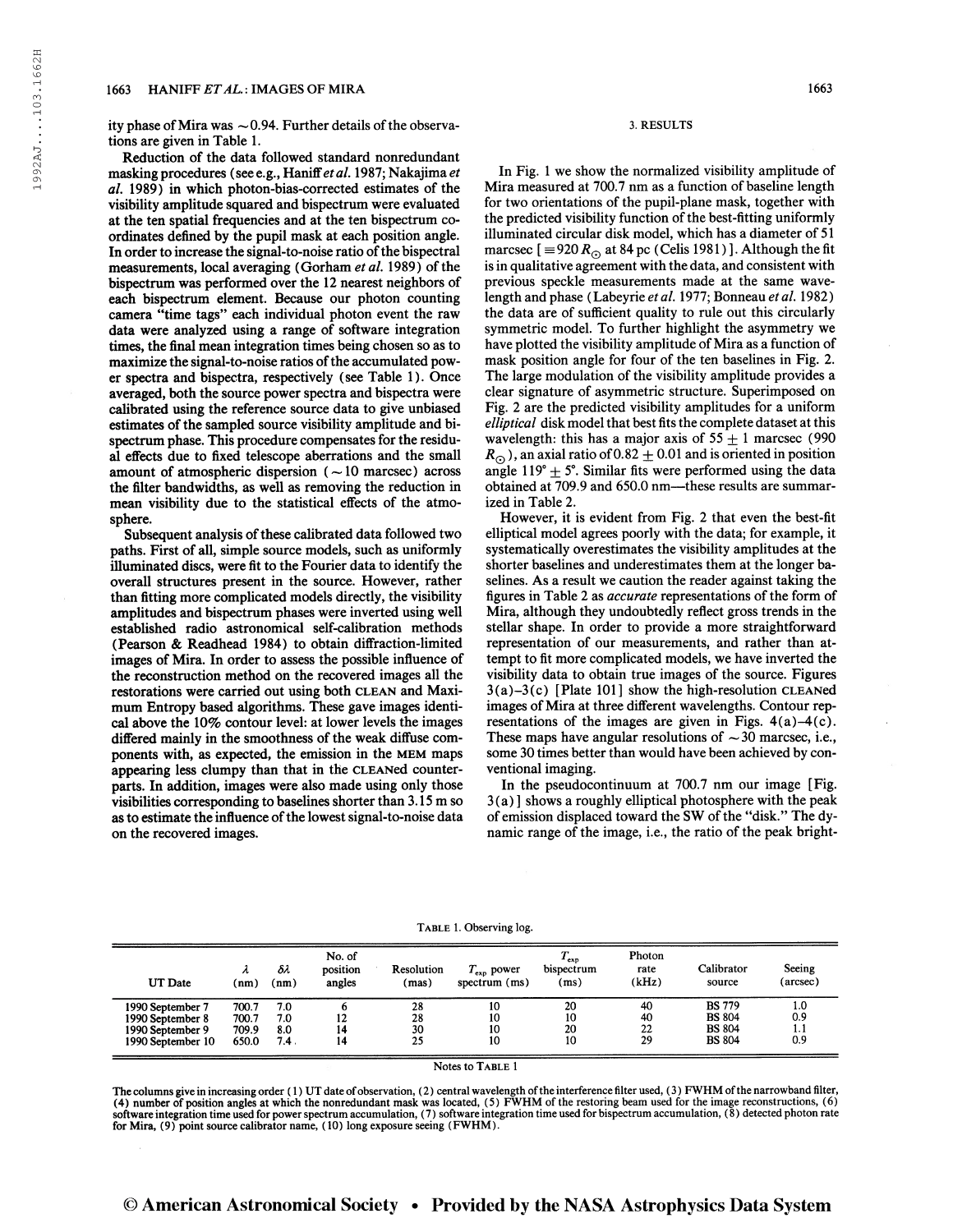ity phase of Mira was ~0.94. Further details of the observations are given in Table 1.

Reduction of the data followed standard nonredundant masking procedures (see e.g., Haniff *et al.* 1987; Nakajima *et al.* 1989) in which photon-bias-corrected estimates of the visibility amplitude squared and bispectrum were evaluated at the ten spatial frequencies and at the ten bispectrum coordinates defined by the pupil mask at each position angle. In order to increase the signal-to-noise ratio of the bispectral measurements, local averaging (Gorham *et al.* 1989) of the bispectrum was performed over the 12 nearest neighbors of each bispectrum element. Because our photon counting camera "time tags" each individual photon event the raw data were analyzed using a range of software integration times, the final mean integration times being chosen so as to maximize the signal-to-noise ratios of the accumulated power spectra and bispectra, respectively (see Table 1). Once averaged, both the source power spectra and bispectra were calibrated using the reference source data to give unbiased estimates of the sampled source visibility amplitude and bispectrum phase. This procedure compensates for the residual effects due to fixed telescope aberrations and the small amount of atmospheric dispersion (~10 marcsec) across the filter bandwidths, as well as removing the reduction in mean visibility due to the statistical effects of the atmosphere.

Subsequent analysis of these calibrated data followed two paths. First of all, simple source models, such as uniformly illuminated discs, were fit to the Fourier data to identify the overall structures present in the source. However, rather than fitting more complicated models directly, the visibility amplitudes and bispectrum phases were inverted using well established radio astronomical self-calibration methods (Pearson & Readhead 1984) to obtain diffraction-limited images of Mira. In order to assess the possible influence of the reconstruction method on the recovered images all the restorations were carried out using both CLEAN and Maximum Entropy based algorithms. These gave images identical above the 10% contour level: at lower levels the images differed mainly in the smoothness of the weak diffuse components with, as expected, the emission in the MEM maps appearing less clumpy than that in the CLEANed counterparts. In addition, images were also made using only those visibilities corresponding to baselines shorter than 3.15 m so as to estimate the influence of the lowest signal-to-noise data on the recovered images.

## 3. RESULTS

In Fig. 1 we show the normalized visibility amplitude of Mira measured at 700.7 nm as a function of baseline length for two orientations of the pupil-plane mask, together with the predicted visibility function of the best-fitting uniformly illuminated circular disk model, which has a diameter of 51 marcsec [$\equiv 920\, R_\odot$ at 84 pc (Celis 1981)]. Although the fit is in qualitative agreement with the data, and consistent with previous speckle measurements made at the same wavelength and phase (Labeyrie *et al.* 1977; Bonneau *et al.* 1982) the data are of sufficient quality to rule out this circularly symmetric model. To further highlight the asymmetry we have plotted the visibility amplitude of Mira as a function of mask position angle for four of the ten baselines in Fig. 2. The large modulation of the visibility amplitude provides a clear signature of asymmetric structure. Superimposed on Fig. 2 are the predicted visibility amplitudes for a uniform *elliptical* disk model that best fits the complete dataset at this wavelength: this has a major axis of $55 \pm 1$ marcsec ($990\, R_\odot$), an axial ratio of $0.82 \pm 0.01$ and is oriented in position angle $119° \pm 5°$. Similar fits were performed using the data obtained at 709.9 and 650.0 nm—these results are summarized in Table 2.

However, it is evident from Fig. 2 that even the best-fit elliptical model agrees poorly with the data; for example, it systematically overestimates the visibility amplitudes at the shorter baselines and underestimates them at the longer baselines. As a result we caution the reader against taking the figures in Table 2 as *accurate* representations of the form of Mira, although they undoubtedly reflect gross trends in the stellar shape. In order to provide a more straightforward representation of our measurements, and rather than attempt to fit more complicated models, we have inverted the visibility data to obtain true images of the source. Figures 3(a)–3(c) [Plate 101] show the high-resolution CLEANed images of Mira at three different wavelengths. Contour representations of the images are given in Figs. 4(a)–4(c). These maps have angular resolutions of ~30 marcsec, i.e., some 30 times better than would have been achieved by conventional imaging.

In the pseudocontinuum at 700.7 nm our image [Fig. 3(a)] shows a roughly elliptical photosphere with the peak of emission displaced toward the SW of the "disk." The dynamic range of the image, i.e., the ratio of the peak bright-

TABLE 1. Observing log.

| UT Date | $\lambda$ (nm) | $\delta\lambda$ (nm) | No. of position angles | Resolution (mas) | $T_{exp}$ power spectrum (ms) | $T_{exp}$ bispectrum (ms) | Photon rate (kHz) | Calibrator source | Seeing (arcsec) |
|---|---|---|---|---|---|---|---|---|---|
| 1990 September 7 | 700.7 | 7.0 | 6 | 28 | 10 | 20 | 40 | BS 779 | 1.0 |
| 1990 September 8 | 700.7 | 7.0 | 12 | 28 | 10 | 10 | 40 | BS 804 | 0.9 |
| 1990 September 9 | 709.9 | 8.0 | 14 | 30 | 10 | 20 | 22 | BS 804 | 1.1 |
| 1990 September 10 | 650.0 | 7.4 | 14 | 25 | 10 | 10 | 29 | BS 804 | 0.9 |

Notes to TABLE 1

The columns give in increasing order (1) UT date of observation, (2) central wavelength of the interference filter used, (3) FWHM of the narrowband filter, (4) number of position angles at which the nonredundant mask was located, (5) FWHM of the restoring beam used for the image reconstructions, (6) software integration time used for power spectrum accumulation, (7) software integration time used for bispectrum accumulation, (8) detected photon rate for Mira, (9) point source calibrator name, (10) long exposure seeing (FWHM).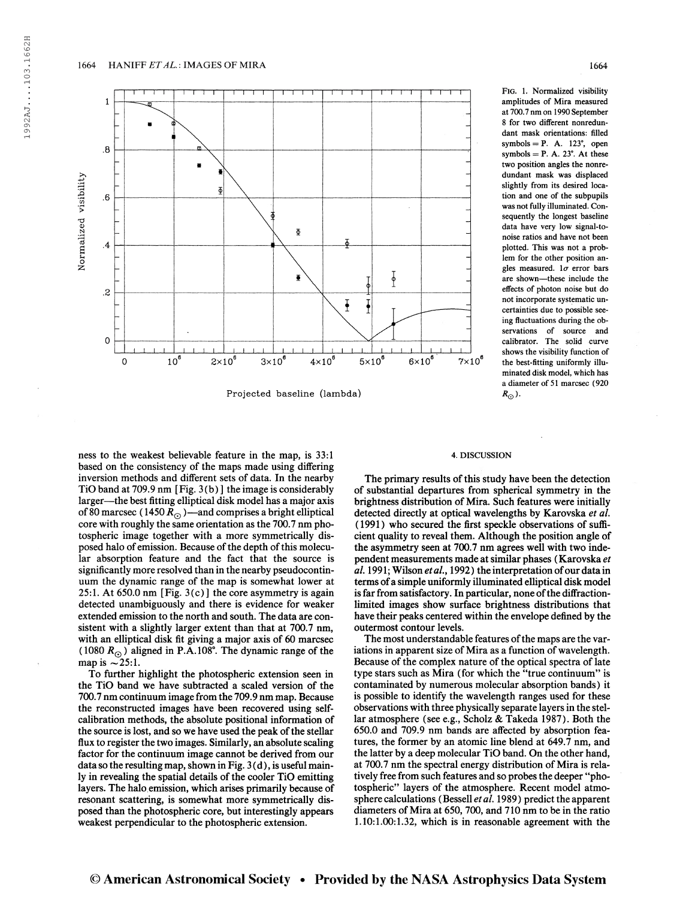Normalized visibility

1
.8
.6
.4
.2
0

0
$10^6$
$2\times10^6$
$3\times10^6$
$4\times10^6$
$5\times10^6$
$6\times10^6$
$7\times10^6$

Projected baseline (lambda)

FIG. 1. Normalized visibility amplitudes of Mira measured at 700.7 nm on 1990 September 8 for two different nonredundant mask orientations: filled symbols = P. A. 123°, open symbols = P. A. 23°. At these two position angles the nonredundant mask was displaced slightly from its desired location and one of the subpupils was not fully illuminated. Consequently the longest baseline data have very low signal-to-noise ratios and have not been plotted. This was not a problem for the other position angles measured. $1\sigma$ error bars are shown—these include the effects of photon noise but do not incorporate systematic uncertainties due to possible seeing fluctuations during the observations of source and calibrator. The solid curve shows the visibility function of the best-fitting uniformly illuminated disk model, which has a diameter of 51 marcsec (920 $R_\odot$).

ness to the weakest believable feature in the map, is 33:1 based on the consistency of the maps made using differing inversion methods and different sets of data. In the nearby TiO band at 709.9 nm [Fig. 3(b)] the image is considerably larger—the best fitting elliptical disk model has a major axis of 80 marcsec (1450 $R_\odot$)—and comprises a bright elliptical core with roughly the same orientation as the 700.7 nm photospheric image together with a more symmetrically disposed halo of emission. Because of the depth of this molecular absorption feature and the fact that the source is significantly more resolved than in the nearby pseudocontinuum the dynamic range of the map is somewhat lower at 25:1. At 650.0 nm [Fig. 3(c)] the core asymmetry is again detected unambiguously and there is evidence for weaker extended emission to the north and south. The data are consistent with a slightly larger extent than that at 700.7 nm, with an elliptical disk fit giving a major axis of 60 marcsec (1080 $R_\odot$) aligned in P.A.108°. The dynamic range of the map is ~25:1.

To further highlight the photospheric extension seen in the TiO band we have subtracted a scaled version of the 700.7 nm continuum image from the 709.9 nm map. Because the reconstructed images have been recovered using self-calibration methods, the absolute positional information of the source is lost, and so we have used the peak of the stellar flux to register the two images. Similarly, an absolute scaling factor for the continuum image cannot be derived from our data so the resulting map, shown in Fig. 3(d), is useful mainly in revealing the spatial details of the cooler TiO emitting layers. The halo emission, which arises primarily because of resonant scattering, is somewhat more symmetrically disposed than the photospheric core, but interestingly appears weakest perpendicular to the photospheric extension.

## 4. DISCUSSION

The primary results of this study have been the detection of substantial departures from spherical symmetry in the brightness distribution of Mira. Such features were initially detected directly at optical wavelengths by Karovska *et al.* (1991) who secured the first speckle observations of sufficient quality to reveal them. Although the position angle of the asymmetry seen at 700.7 nm agrees well with two independent measurements made at similar phases (Karovska *et al.* 1991; Wilson *et al.*, 1992) the interpretation of our data in terms of a simple uniformly illuminated elliptical disk model is far from satisfactory. In particular, none of the diffraction-limited images show surface brightness distributions that have their peaks centered within the envelope defined by the outermost contour levels.

The most understandable features of the maps are the variations in apparent size of Mira as a function of wavelength. Because of the complex nature of the optical spectra of late type stars such as Mira (for which the "true continuum" is contaminated by numerous molecular absorption bands) it is possible to identify the wavelength ranges used for these observations with three physically separate layers in the stellar atmosphere (see e.g., Scholz & Takeda 1987). Both the 650.0 and 709.9 nm bands are affected by absorption features, the former by an atomic line blend at 649.7 nm, and the latter by a deep molecular TiO band. On the other hand, at 700.7 nm the spectral energy distribution of Mira is relatively free from such features and so probes the deeper "photospheric" layers of the atmosphere. Recent model atmosphere calculations (Bessell *et al.* 1989) predict the apparent diameters of Mira at 650, 700, and 710 nm to be in the ratio 1.10:1.00:1.32, which is in reasonable agreement with the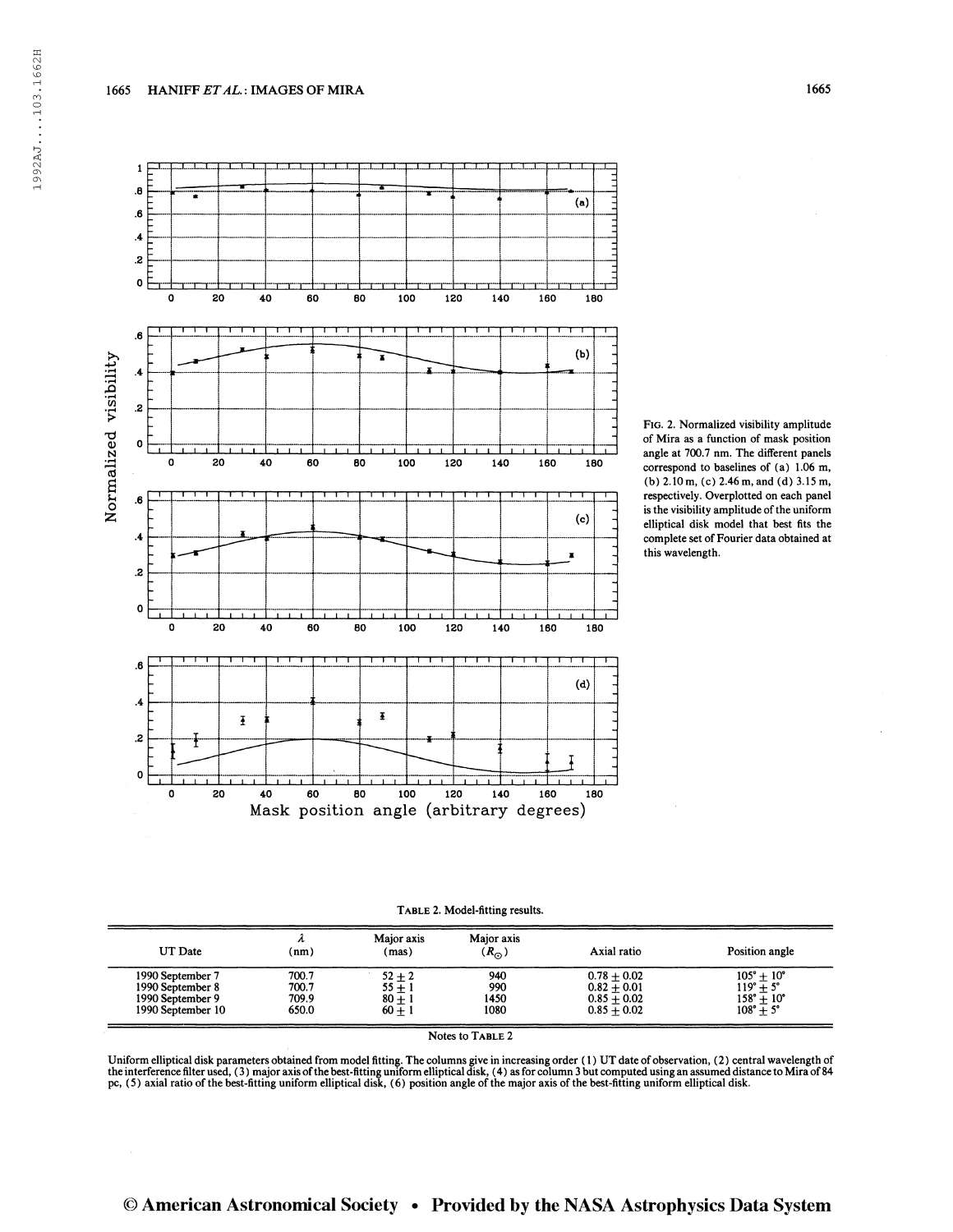Normalized visibility

(a)

1
.8
.6
.4
.2
0

0 20 40 60 80 100 120 140 160 180

(b)

.6
.4
.2
0

0 20 40 60 80 100 120 140 160 180

(c)

.6
.4
.2
0

0 20 40 60 80 100 120 140 160 180

(d)

.6
.4
.2
0

0 20 40 60 80 100 120 140 160 180

Mask position angle (arbitrary degrees)

FIG. 2. Normalized visibility amplitude of Mira as a function of mask position angle at 700.7 nm. The different panels correspond to baselines of (a) 1.06 m, (b) 2.10 m, (c) 2.46 m, and (d) 3.15 m, respectively. Overplotted on each panel is the visibility amplitude of the uniform elliptical disk model that best fits the complete set of Fourier data obtained at this wavelength.

TABLE 2. Model-fitting results.

| UT Date | $\lambda$ (nm) | Major axis (mas) | Major axis ($R_\odot$) | Axial ratio | Position angle |
|---|---|---|---|---|---|
| 1990 September 7 | 700.7 | $52 \pm 2$ | 940 | $0.78 \pm 0.02$ | $105^\circ \pm 10^\circ$ |
| 1990 September 8 | 700.7 | $55 \pm 1$ | 990 | $0.82 \pm 0.01$ | $119^\circ \pm 5^\circ$ |
| 1990 September 9 | 709.9 | $80 \pm 1$ | 1450 | $0.85 \pm 0.02$ | $158^\circ \pm 10^\circ$ |
| 1990 September 10 | 650.0 | $60 \pm 1$ | 1080 | $0.85 \pm 0.02$ | $108^\circ \pm 5^\circ$ |

Notes to TABLE 2

Uniform elliptical disk parameters obtained from model fitting. The columns give in increasing order (1) UT date of observation, (2) central wavelength of the interference filter used, (3) major axis of the best-fitting uniform elliptical disk, (4) as for column 3 but computed using an assumed distance to Mira of 84 pc, (5) axial ratio of the best-fitting uniform elliptical disk, (6) position angle of the major axis of the best-fitting uniform elliptical disk.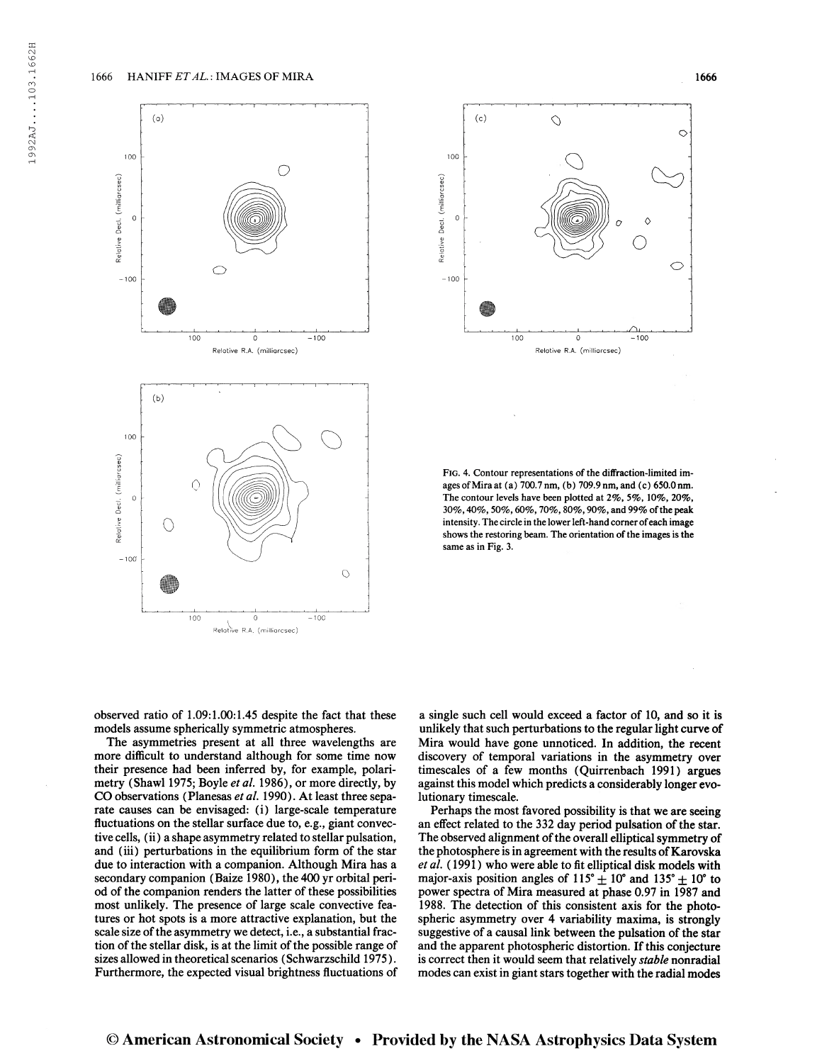(a)

100

0

−100

Relative Decl. (milliarcsec)

100 0 −100

Relative R.A. (milliarcsec)

(b)

100

0

−100

Relative Decl. (milliarcsec)

100 0 −100

Relative R.A. (milliarcsec)

(c)

100

0

−100

Relative Decl. (milliarcsec)

100 0 −100

Relative R.A. (milliarcsec)

FIG. 4. Contour representations of the diffraction-limited images of Mira at (a) 700.7 nm, (b) 709.9 nm, and (c) 650.0 nm. The contour levels have been plotted at 2%, 5%, 10%, 20%, 30%, 40%, 50%, 60%, 70%, 80%, 90%, and 99% of the peak intensity. The circle in the lower left-hand corner of each image shows the restoring beam. The orientation of the images is the same as in Fig. 3.

observed ratio of 1.09:1.00:1.45 despite the fact that these models assume spherically symmetric atmospheres.

The asymmetries present at all three wavelengths are more difficult to understand although for some time now their presence had been inferred by, for example, polarimetry (Shawl 1975; Boyle *et al.* 1986), or more directly, by CO observations (Planesas *et al.* 1990). At least three separate causes can be envisaged: (i) large-scale temperature fluctuations on the stellar surface due to, e.g., giant convective cells, (ii) a shape asymmetry related to stellar pulsation, and (iii) perturbations in the equilibrium form of the star due to interaction with a companion. Although Mira has a secondary companion (Baize 1980), the 400 yr orbital period of the companion renders the latter of these possibilities most unlikely. The presence of large scale convective features or hot spots is a more attractive explanation, but the scale size of the asymmetry we detect, i.e., a substantial fraction of the stellar disk, is at the limit of the possible range of sizes allowed in theoretical scenarios (Schwarzschild 1975). Furthermore, the expected visual brightness fluctuations of a single such cell would exceed a factor of 10, and so it is unlikely that such perturbations to the regular light curve of Mira would have gone unnoticed. In addition, the recent discovery of temporal variations in the asymmetry over timescales of a few months (Quirrenbach 1991) argues against this model which predicts a considerably longer evolutionary timescale.

Perhaps the most favored possibility is that we are seeing an effect related to the 332 day period pulsation of the star. The observed alignment of the overall elliptical symmetry of the photosphere is in agreement with the results of Karovska *et al.* (1991) who were able to fit elliptical disk models with major-axis position angles of $115° \pm 10°$ and $135° \pm 10°$ to power spectra of Mira measured at phase 0.97 in 1987 and 1988. The detection of this consistent axis for the photospheric asymmetry over 4 variability maxima, is strongly suggestive of a causal link between the pulsation of the star and the apparent photospheric distortion. If this conjecture is correct then it would seem that relatively *stable* nonradial modes can exist in giant stars together with the radial modes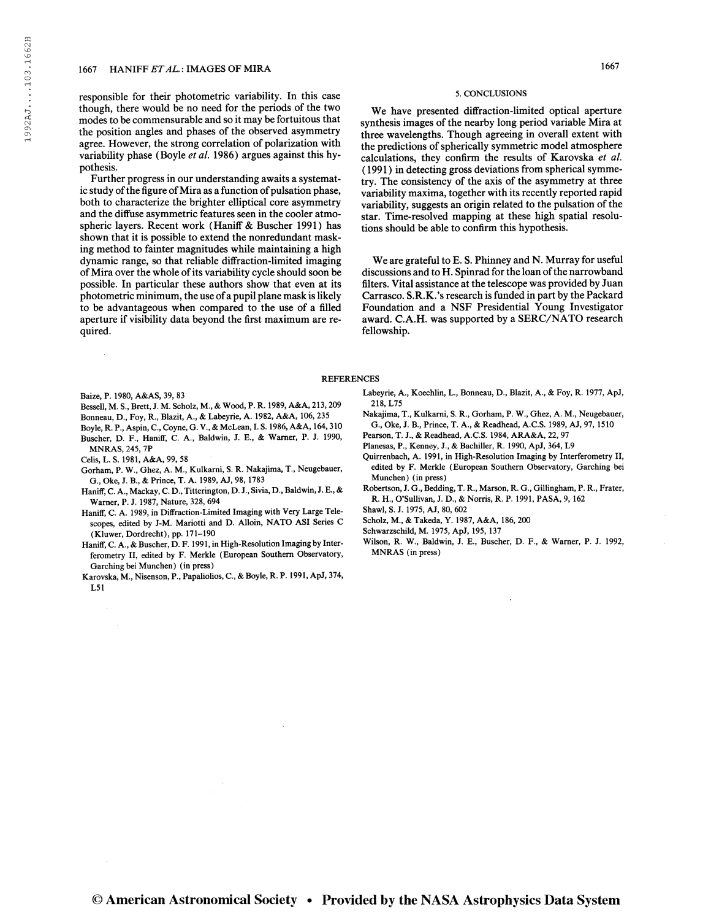responsible for their photometric variability. In this case though, there would be no need for the periods of the two modes to be commensurable and so it may be fortuitous that the position angles and phases of the observed asymmetry agree. However, the strong correlation of polarization with variability phase (Boyle *et al.* 1986) argues against this hypothesis.

Further progress in our understanding awaits a systematic study of the figure of Mira as a function of pulsation phase, both to characterize the brighter elliptical core asymmetry and the diffuse asymmetric features seen in the cooler atmospheric layers. Recent work (Haniff & Buscher 1991) has shown that it is possible to extend the nonredundant masking method to fainter magnitudes while maintaining a high dynamic range, so that reliable diffraction-limited imaging of Mira over the whole of its variability cycle should soon be possible. In particular these authors show that even at its photometric minimum, the use of a pupil plane mask is likely to be advantageous when compared to the use of a filled aperture if visibility data beyond the first maximum are required.

## 5. CONCLUSIONS

We have presented diffraction-limited optical aperture synthesis images of the nearby long period variable Mira at three wavelengths. Though agreeing in overall extent with the predictions of spherically symmetric model atmosphere calculations, they confirm the results of Karovska *et al.* (1991) in detecting gross deviations from spherical symmetry. The consistency of the axis of the asymmetry at three variability maxima, together with its recently reported rapid variability, suggests an origin related to the pulsation of the star. Time-resolved mapping at these high spatial resolutions should be able to confirm this hypothesis.

We are grateful to E. S. Phinney and N. Murray for useful discussions and to H. Spinrad for the loan of the narrowband filters. Vital assistance at the telescope was provided by Juan Carrasco. S.R.K.'s research is funded in part by the Packard Foundation and a NSF Presidential Young Investigator award. C.A.H. was supported by a SERC/NATO research fellowship.

## REFERENCES

Baize, P. 1980, A&AS, 39, 83

Bessell, M. S., Brett, J. M. Scholz, M., & Wood, P. R. 1989, A&A, 213, 209

Bonneau, D., Foy, R., Blazit, A., & Labeyrie, A. 1982, A&A, 106, 235

Boyle, R. P., Aspin, C., Coyne, G. V., & McLean, I. S. 1986, A&A, 164, 310

Buscher, D. F., Haniff, C. A., Baldwin, J. E., & Warner, P. J. 1990, MNRAS, 245, 7P

Celis, L. S. 1981, A&A, 99, 58

Gorham, P. W., Ghez, A. M., Kulkarni, S. R. Nakajima, T., Neugebauer, G., Oke, J. B., & Prince, T. A. 1989, AJ, 98, 1783

Haniff, C. A., Mackay, C. D., Titterington, D. J., Sivia, D., Baldwin, J. E., & Warner, P. J. 1987, Nature, 328, 694

Haniff, C. A. 1989, in Diffraction-Limited Imaging with Very Large Telescopes, edited by J-M. Mariotti and D. Alloin, NATO ASI Series C (Kluwer, Dordrecht), pp. 171–190

Haniff, C. A., & Buscher, D. F. 1991, in High-Resolution Imaging by Interferometry II, edited by F. Merkle (European Southern Observatory, Garching bei Munchen) (in press)

Karovska, M., Nisenson, P., Papaliolios, C., & Boyle, R. P. 1991, ApJ, 374, L51

Labeyrie, A., Koechlin, L., Bonneau, D., Blazit, A., & Foy, R. 1977, ApJ, 218, L75

Nakajima, T., Kulkarni, S. R., Gorham, P. W., Ghez, A. M., Neugebauer, G., Oke, J. B., Prince, T. A., & Readhead, A.C.S. 1989, AJ, 97, 1510

Pearson, T. J., & Readhead, A.C.S. 1984, ARA&A, 22, 97

Planesas, P., Kenney, J., & Bachiller, R. 1990, ApJ, 364, L9

Quirrenbach, A. 1991, in High-Resolution Imaging by Interferometry II, edited by F. Merkle (European Southern Observatory, Garching bei Munchen) (in press)

Robertson, J. G., Bedding, T. R., Marson, R. G., Gillingham, P. R., Frater, R. H., O'Sullivan, J. D., & Norris, R. P. 1991, PASA, 9, 162

Shawl, S. J. 1975, AJ, 80, 602

Scholz, M., & Takeda, Y. 1987, A&A, 186, 200

Schwarzschild, M. 1975, ApJ, 195, 137

Wilson, R. W., Baldwin, J. E., Buscher, D. F., & Warner, P. J. 1992, MNRAS (in press)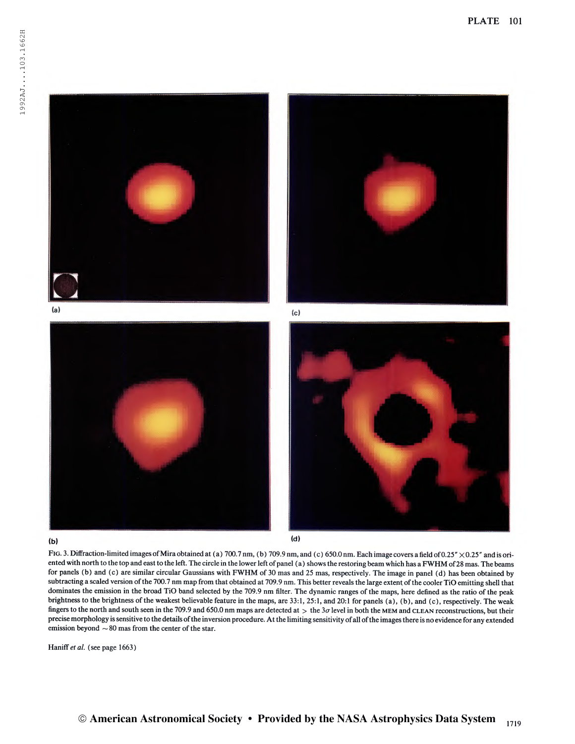(a)

(c)

(b)

(d)

FIG. 3. Diffraction-limited images of Mira obtained at (a) 700.7 nm, (b) 709.9 nm, and (c) 650.0 nm. Each image covers a field of $0.25'' \times 0.25''$ and is oriented with north to the top and east to the left. The circle in the lower left of panel (a) shows the restoring beam which has a FWHM of 28 mas. The beams for panels (b) and (c) are similar circular Gaussians with FWHM of 30 mas and 25 mas, respectively. The image in panel (d) has been obtained by subtracting a scaled version of the 700.7 nm map from that obtained at 709.9 nm. This better reveals the large extent of the cooler TiO emitting shell that dominates the emission in the broad TiO band selected by the 709.9 nm filter. The dynamic ranges of the maps, here defined as the ratio of the peak brightness to the brightness of the weakest believable feature in the maps, are 33:1, 25:1, and 20:1 for panels (a), (b), and (c), respectively. The weak fingers to the north and south seen in the 709.9 and 650.0 nm maps are detected at $> $ the $3\sigma$ level in both the MEM and CLEAN reconstructions, but their precise morphology is sensitive to the details of the inversion procedure. At the limiting sensitivity of all of the images there is no evidence for any extended emission beyond $\sim 80$ mas from the center of the star.

Haniff *et al.* (see page 1663)